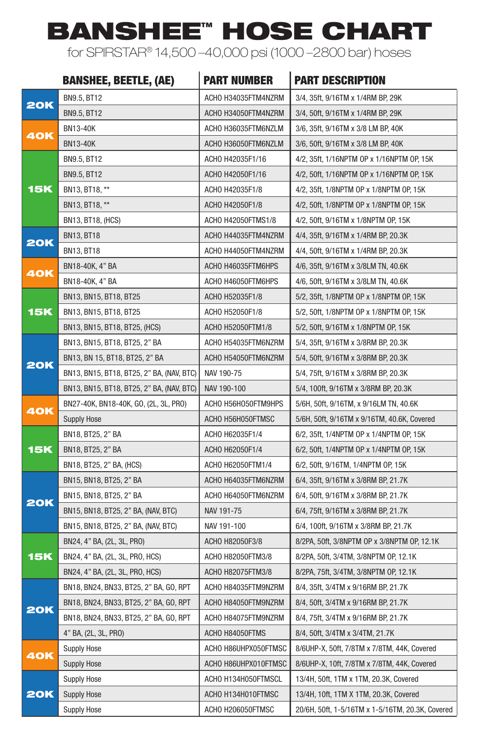# BANSHEE™ HOSE CHART

for SPIRSTAR® 14,500 –40,000 psi (1000 –2800 bar) hoses

| | BANSHEE, BEETLE, (AE) | PART NUMBER | PART DESCRIPTION |
|---|---|---|---|
| 20K | BN9.5, BT12 | ACHO H34035FTM4NZRM | 3/4, 35ft, 9/16TM x 1/4RM BP, 29K |
| | BN9.5, BT12 | ACHO H34050FTM4NZRM | 3/4, 50ft, 9/16TM x 1/4RM BP, 29K |
| 40K | BN13-40K | ACHO H36035FTM6NZLM | 3/6, 35ft, 9/16TM x 3/8 LM BP, 40K |
| | BN13-40K | ACHO H36050FTM6NZLM | 3/6, 50ft, 9/16TM x 3/8 LM BP, 40K |
| 15K | BN9.5, BT12 | ACHO H42035F1/16 | 4/2, 35ft, 1/16NPTM OP x 1/16NPTM OP, 15K |
| | BN9.5, BT12 | ACHO H42050F1/16 | 4/2, 50ft, 1/16NPTM OP x 1/16NPTM OP, 15K |
| | BN13, BT18, ** | ACHO H42035F1/8 | 4/2, 35ft, 1/8NPTM OP x 1/8NPTM OP, 15K |
| | BN13, BT18, ** | ACHO H42050F1/8 | 4/2, 50ft, 1/8NPTM OP x 1/8NPTM OP, 15K |
| | BN13, BT18, (HCS) | ACHO H42050FTMS1/8 | 4/2, 50ft, 9/16TM x 1/8NPTM OP, 15K |
| 20K | BN13, BT18 | ACHO H44035FTM4NZRM | 4/4, 35ft, 9/16TM x 1/4RM BP, 20.3K |
| | BN13, BT18 | ACHO H44050FTM4NZRM | 4/4, 50ft, 9/16TM x 1/4RM BP, 20.3K |
| 40K | BN18-40K, 4" BA | ACHO H46035FTM6HPS | 4/6, 35ft, 9/16TM x 3/8LM TN, 40.6K |
| | BN18-40K, 4" BA | ACHO H46050FTM6HPS | 4/6, 50ft, 9/16TM x 3/8LM TN, 40.6K |
| 15K | BN13, BN15, BT18, BT25 | ACHO H52035F1/8 | 5/2, 35ft, 1/8NPTM OP x 1/8NPTM OP, 15K |
| | BN13, BN15, BT18, BT25 | ACHO H52050F1/8 | 5/2, 50ft, 1/8NPTM OP x 1/8NPTM OP, 15K |
| | BN13, BN15, BT18, BT25, (HCS) | ACHO H52050FTM1/8 | 5/2, 50ft, 9/16TM x 1/8NPTM OP, 15K |
| 20K | BN13, BN15, BT18, BT25, 2" BA | ACHO H54035FTM6NZRM | 5/4, 35ft, 9/16TM x 3/8RM BP, 20.3K |
| | BN13, BN 15, BT18, BT25, 2" BA | ACHO H54050FTM6NZRM | 5/4, 50ft, 9/16TM x 3/8RM BP, 20.3K |
| | BN13, BN15, BT18, BT25, 2" BA, (NAV, BTC) | NAV 190-75 | 5/4, 75ft, 9/16TM x 3/8RM BP, 20.3K |
| | BN13, BN15, BT18, BT25, 2" BA, (NAV, BTC) | NAV 190-100 | 5/4, 100ft, 9/16TM x 3/8RM BP, 20.3K |
| 40K | BN27-40K, BN18-40K, GO, (2L, 3L, PRO) | ACHO H56H050FTM9HPS | 5/6H, 50ft, 9/16TM, x 9/16LM TN, 40.6K |
| | Supply Hose | ACHO H56H050FTMSC | 5/6H, 50ft, 9/16TM x 9/16TM, 40.6K, Covered |
| 15K | BN18, BT25, 2" BA | ACHO H62035F1/4 | 6/2, 35ft, 1/4NPTM OP x 1/4NPTM OP, 15K |
| | BN18, BT25, 2" BA | ACHO H62050F1/4 | 6/2, 50ft, 1/4NPTM OP x 1/4NPTM OP, 15K |
| | BN18, BT25, 2" BA, (HCS) | ACHO H62050FTM1/4 | 6/2, 50ft, 9/16TM, 1/4NPTM OP, 15K |
| 20K | BN15, BN18, BT25, 2" BA | ACHO H64035FTM6NZRM | 6/4, 35ft, 9/16TM x 3/8RM BP, 21.7K |
| | BN15, BN18, BT25, 2" BA | ACHO H64050FTM6NZRM | 6/4, 50ft, 9/16TM x 3/8RM BP, 21.7K |
| | BN15, BN18, BT25, 2" BA, (NAV, BTC) | NAV 191-75 | 6/4, 75ft, 9/16TM x 3/8RM BP, 21.7K |
| | BN15, BN18, BT25, 2" BA, (NAV, BTC) | NAV 191-100 | 6/4, 100ft, 9/16TM x 3/8RM BP, 21.7K |
| 15K | BN24, 4" BA, (2L, 3L, PRO) | ACHO H82050F3/8 | 8/2PA, 50ft, 3/8NPTM OP x 3/8NPTM OP, 12.1K |
| | BN24, 4" BA, (2L, 3L, PRO, HCS) | ACHO H82050FTM3/8 | 8/2PA, 50ft, 3/4TM, 3/8NPTM OP, 12.1K |
| | BN24, 4" BA, (2L, 3L, PRO, HCS) | ACHO H82075FTM3/8 | 8/2PA, 75ft, 3/4TM, 3/8NPTM OP, 12.1K |
| 20K | BN18, BN24, BN33, BT25, 2" BA, GO, RPT | ACHO H84035FTM9NZRM | 8/4, 35ft, 3/4TM x 9/16RM BP, 21.7K |
| | BN18, BN24, BN33, BT25, 2" BA, GO, RPT | ACHO H84050FTM9NZRM | 8/4, 50ft, 3/4TM x 9/16RM BP, 21.7K |
| | BN18, BN24, BN33, BT25, 2" BA, GO, RPT | ACHO H84075FTM9NZRM | 8/4, 75ft, 3/4TM x 9/16RM BP, 21.7K |
| | 4" BA, (2L, 3L, PRO) | ACHO H84050FTMS | 8/4, 50ft, 3/4TM x 3/4TM, 21.7K |
| 40K | Supply Hose | ACHO H86UHPX050FTMSC | 8/6UHP-X, 50ft, 7/8TM x 7/8TM, 44K, Covered |
| | Supply Hose | ACHO H86UHPX010FTMSC | 8/6UHP-X, 10ft, 7/8TM x 7/8TM, 44K, Covered |
| 20K | Supply Hose | ACHO H134H050FTMSCL | 13/4H, 50ft, 1TM x 1TM, 20.3K, Covered |
| | Supply Hose | ACHO H134H010FTMSC | 13/4H, 10ft, 1TM X 1TM, 20.3K, Covered |
| | Supply Hose | ACHO H206050FTMSC | 20/6H, 50ft, 1-5/16TM x 1-5/16TM, 20.3K, Covered |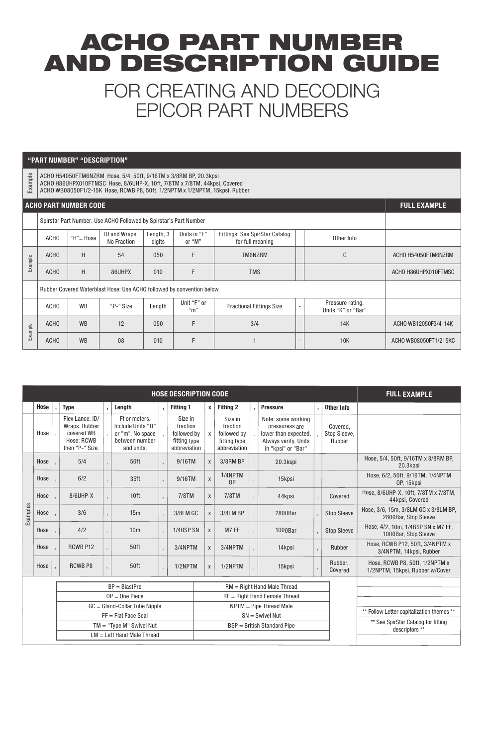# ACHO PART NUMBER AND DESCRIPTION GUIDE

## FOR CREATING AND DECODING EPICOR PART NUMBERS

| "PART NUMBER" "DESCRIPTION" | | | | | | | | | |
|---|---|---|---|---|---|---|---|---|---|
| Example | ACHO H54050FTM6NZRM Hose, 5/4, 50ft, 9/16TM x 3/8RM BP, 20.3kpsi<br>ACHO H86UHPX010FTMSC Hose, 8/6UHP-X, 10ft, 7/8TM x 7/8TM, 44kpsi, Covered<br>ACHO WB08050F1/2-15K Hose, RCWB P8, 50ft, 1/2NPTM x 1/2NPTM, 15kpsi, Rubber | | | | | | | | |
| **ACHO PART NUMBER CODE** | | | | | | | | | **FULL EXAMPLE** |
| | Spirstar Part Number: Use ACHO Followed by Spirstar's Part Number | | | | | | | | |
| | ACHO | "H"= Hose | ID and Wraps, No Fraction | Length, 3 digits | Units in "F" or "M" | Fittings: See SpirStar Catalog for full meaning | | Other Info | |
| Example | ACHO | H | 54 | 050 | F | TM6NZRM | | C | ACHO H54050FTM6NZRM |
| Example | ACHO | H | 86UHPX | 010 | F | TMS | | | ACHO H86UHPX010FTMSC |
| | Rubber Covered Waterblast Hose: Use ACHO followed by convention below | | | | | | | | |
| | ACHO | WB | "P-" Size | Length | Unit "F" or "m" | Fractional Fittings Size | - | Pressure rating. Units "K" or "Bar" | |
| Example | ACHO | WB | 12 | 050 | F | 3/4 | - | 14K | ACHO WB12050F3/4-14K |
| Example | ACHO | WB | 08 | 010 | F | 1 | - | 10K | ACHO WB08050FT1/215KC |

| HOSE DESCRIPTION CODE | | | | | | | | | | | | | | | FULL EXAMPLE |
|---|---|---|---|---|---|---|---|---|---|---|---|---|---|---|---|
| | Hose | , | Type | , | Length | , | Fitting 1 | x | Fitting 2 | , | Pressure | , | Other Info | | |
| | Hose | , | Flex Lance: ID/ Wraps. Rubber covered WB Hose: RCWB then "P-" Size. | , | Ft or meters. Include Units "ft" or "m". No space between number and units. | , | Size in fraction followed by fitting type abbreviation | x | Size in fraction followed by fitting type abbreviation | , | Note: some working pressures are lower than expected. Always verify. Units in "kpsi" or "Bar" | , | Covered, Stop Sleeve, Rubber | | |
| Examples | Hose | , | 5/4 | , | 50ft | , | 9/16TM | x | 3/8RM BP | , | 20.3kpsi | | | | Hose, 5/4, 50ft, 9/16TM x 3/8RM BP, 20.3kpsi |
| Examples | Hose | , | 6/2 | , | 35ft | , | 9/16TM | x | 1/4NPTM OP | , | 15kpsi | | | | Hose, 6/2, 50ft, 9/16TM, 1/4NPTM OP, 15kpsi |
| Examples | Hose | , | 8/6UHP-X | , | 10ft | , | 7/8TM | x | 7/8TM | , | 44kpsi | , | Covered | | Hose, 8/6UHP-X, 10ft, 7/8TM x 7/8TM, 44kpsi, Covered |
| Examples | Hose | , | 3/6 | , | 15m | , | 3/8LM GC | x | 3/8LM BP | , | 2800Bar | , | Stop Sleeve | | Hose, 3/6, 15m, 3/8LM GC x 3/8LM BP, 2800Bar, Stop Sleeve |
| Examples | Hose | , | 4/2 | , | 10m | , | 1/4BSP SN | x | M7 FF | , | 1000Bar | , | Stop Sleeve | | Hose, 4/2, 10m, 1/4BSP SN x M7 FF, 1000Bar, Stop Sleeve |
| Examples | Hose | , | RCWB P12 | , | 50ft | , | 3/4NPTM | x | 3/4NPTM | , | 14kpsi | , | Rubber | | Hose, RCWB P12, 50ft, 3/4NPTM x 3/4NPTM, 14kpsi, Rubber |
| Examples | Hose | , | RCWB P8 | , | 50ft | , | 1/2NPTM | x | 1/2NPTM | , | 15kpsi | , | Rubber, Covered | | Hose, RCWB P8, 50ft, 1/2NPTM x 1/2NPTM, 15kpsi, Rubber w/Cover |

| | |
|---|---|
| BP = BlastPro | RM = Right Hand Male Thread |
| OP = One Piece | RF = Right Hand Female Thread |
| GC = Gland-Collar Tube Nipple | NPTM = Pipe Thread Male |
| FF = Flat Face Seal | SN = Swivel Nut |
| TM = "Type M" Swivel Nut | BSP = British Standard Pipe |
| LM = Left Hand Male Thread | |

** Follow Letter capitalization themes **

** See SpirStar Catalog for fitting descriptors **